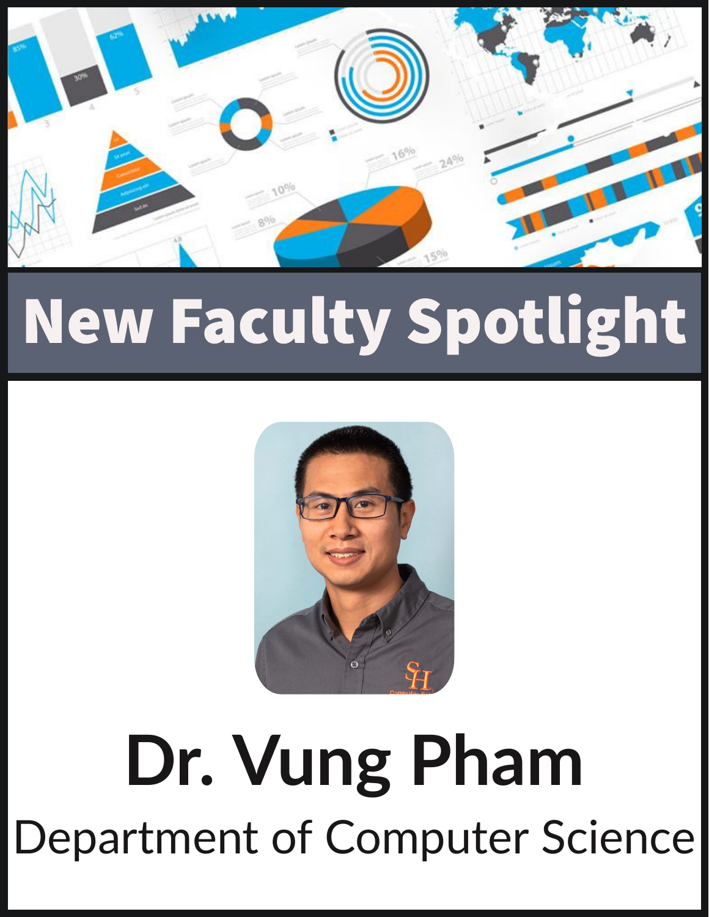# New Faculty Spotlight

## Dr. Vung Pham

Department of Computer Science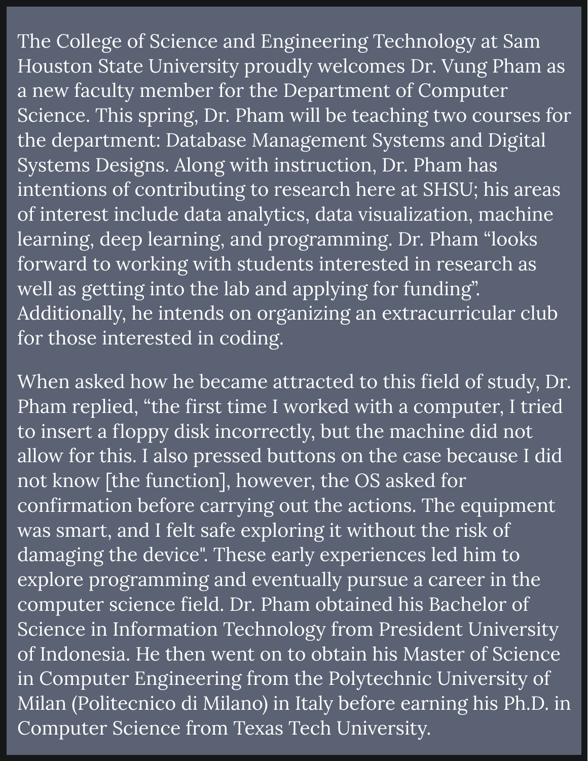The College of Science and Engineering Technology at Sam Houston State University proudly welcomes Dr. Vung Pham as a new faculty member for the Department of Computer Science. This spring, Dr. Pham will be teaching two courses for the department: Database Management Systems and Digital Systems Designs. Along with instruction, Dr. Pham has intentions of contributing to research here at SHSU; his areas of interest include data analytics, data visualization, machine learning, deep learning, and programming. Dr. Pham "looks forward to working with students interested in research as well as getting into the lab and applying for funding". Additionally, he intends on organizing an extracurricular club for those interested in coding.

When asked how he became attracted to this field of study, Dr. Pham replied, "the first time I worked with a computer, I tried to insert a floppy disk incorrectly, but the machine did not allow for this. I also pressed buttons on the case because I did not know [the function], however, the OS asked for confirmation before carrying out the actions. The equipment was smart, and I felt safe exploring it without the risk of damaging the device". These early experiences led him to explore programming and eventually pursue a career in the computer science field. Dr. Pham obtained his Bachelor of Science in Information Technology from President University of Indonesia. He then went on to obtain his Master of Science in Computer Engineering from the Polytechnic University of Milan (Politecnico di Milano) in Italy before earning his Ph.D. in Computer Science from Texas Tech University.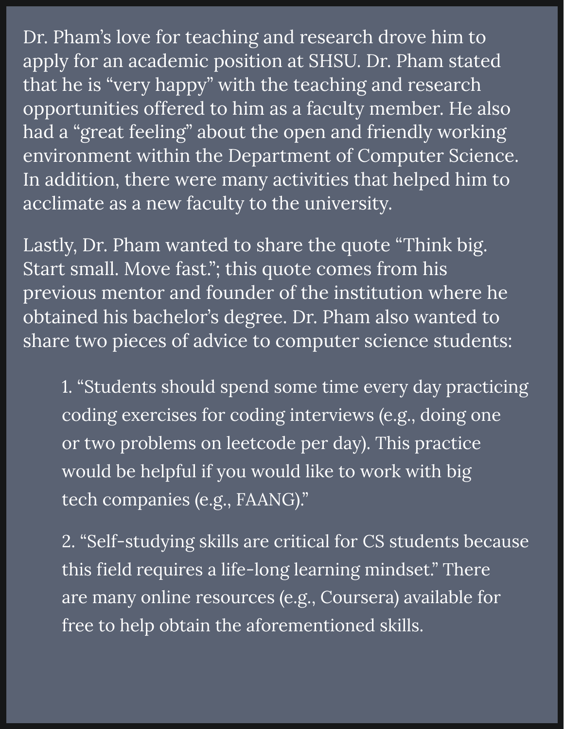Dr. Pham's love for teaching and research drove him to apply for an academic position at SHSU. Dr. Pham stated that he is "very happy" with the teaching and research opportunities offered to him as a faculty member. He also had a "great feeling" about the open and friendly working environment within the Department of Computer Science. In addition, there were many activities that helped him to acclimate as a new faculty to the university.

Lastly, Dr. Pham wanted to share the quote "Think big. Start small. Move fast."; this quote comes from his previous mentor and founder of the institution where he obtained his bachelor's degree. Dr. Pham also wanted to share two pieces of advice to computer science students:

1. "Students should spend some time every day practicing coding exercises for coding interviews (e.g., doing one or two problems on leetcode per day). This practice would be helpful if you would like to work with big tech companies (e.g., FAANG)."

2. "Self-studying skills are critical for CS students because this field requires a life-long learning mindset." There are many online resources (e.g., Coursera) available for free to help obtain the aforementioned skills.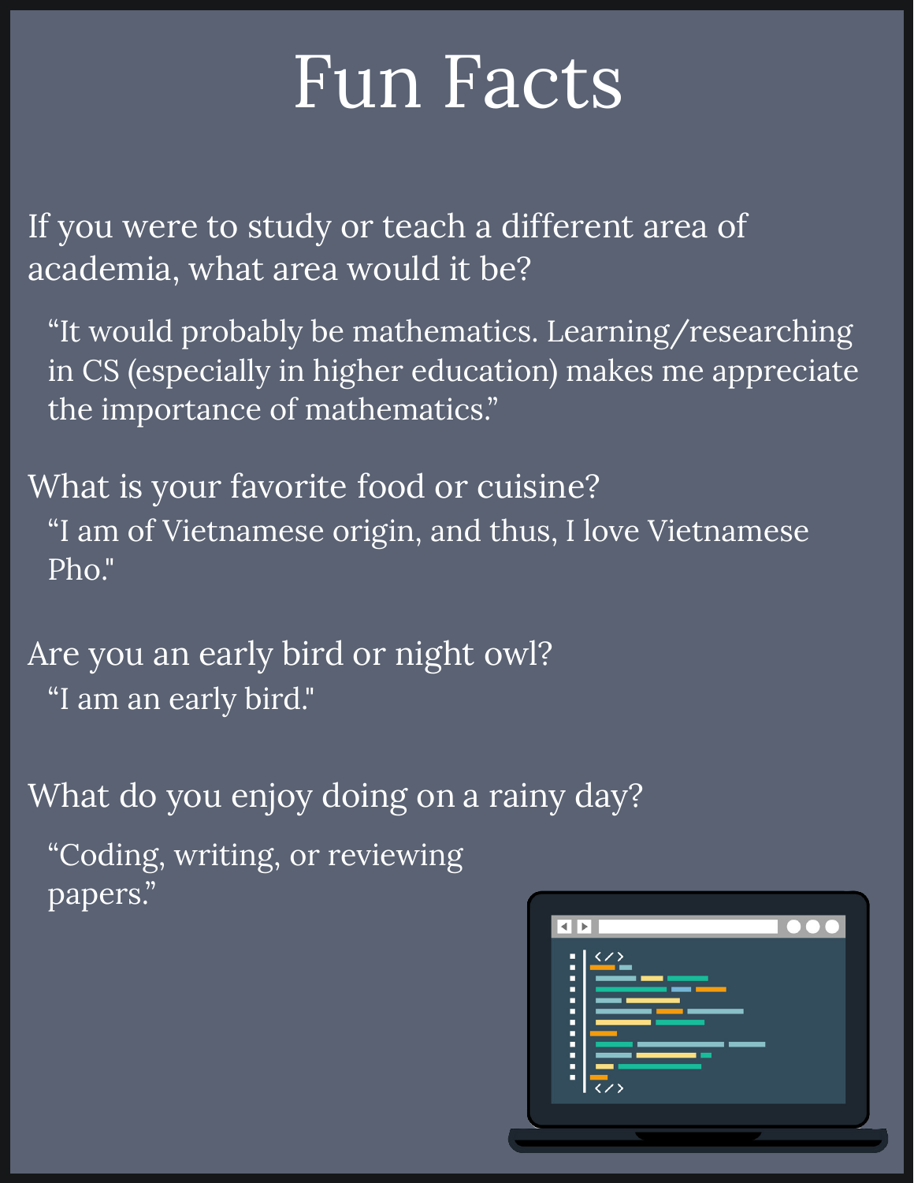# Fun Facts

If you were to study or teach a different area of academia, what area would it be?

> “It would probably be mathematics. Learning/researching in CS (especially in higher education) makes me appreciate the importance of mathematics.”

What is your favorite food or cuisine?

> “I am of Vietnamese origin, and thus, I love Vietnamese Pho."

Are you an early bird or night owl?

> “I am an early bird."

What do you enjoy doing on a rainy day?

> “Coding, writing, or reviewing papers.”